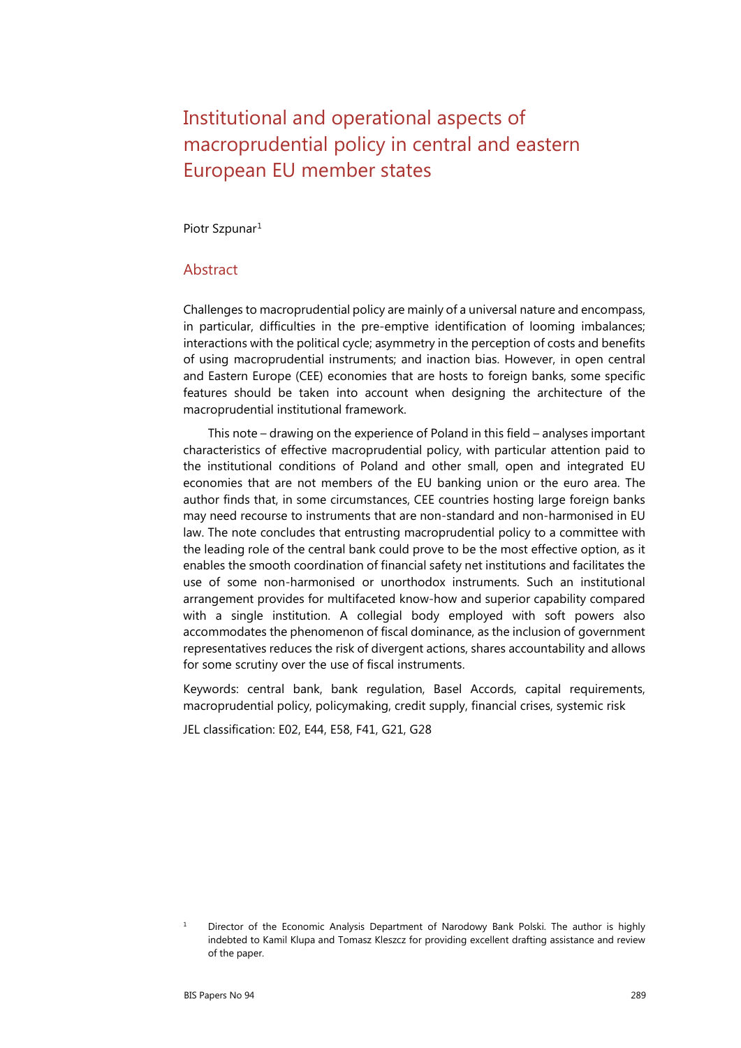# Institutional and operational aspects of macroprudential policy in central and eastern European EU member states

Piotr Szpunar[1]

## Abstract

Challenges to macroprudential policy are mainly of a universal nature and encompass, in particular, difficulties in the pre-emptive identification of looming imbalances; interactions with the political cycle; asymmetry in the perception of costs and benefits of using macroprudential instruments; and inaction bias. However, in open central and Eastern Europe (CEE) economies that are hosts to foreign banks, some specific features should be taken into account when designing the architecture of the macroprudential institutional framework.

This note – drawing on the experience of Poland in this field – analyses important characteristics of effective macroprudential policy, with particular attention paid to the institutional conditions of Poland and other small, open and integrated EU economies that are not members of the EU banking union or the euro area. The author finds that, in some circumstances, CEE countries hosting large foreign banks may need recourse to instruments that are non-standard and non-harmonised in EU law. The note concludes that entrusting macroprudential policy to a committee with the leading role of the central bank could prove to be the most effective option, as it enables the smooth coordination of financial safety net institutions and facilitates the use of some non-harmonised or unorthodox instruments. Such an institutional arrangement provides for multifaceted know-how and superior capability compared with a single institution. A collegial body employed with soft powers also accommodates the phenomenon of fiscal dominance, as the inclusion of government representatives reduces the risk of divergent actions, shares accountability and allows for some scrutiny over the use of fiscal instruments.

Keywords: central bank, bank regulation, Basel Accords, capital requirements, macroprudential policy, policymaking, credit supply, financial crises, systemic risk

JEL classification: E02, E44, E58, F41, G21, G28

[1] Director of the Economic Analysis Department of Narodowy Bank Polski. The author is highly indebted to Kamil Klupa and Tomasz Kleszcz for providing excellent drafting assistance and review of the paper.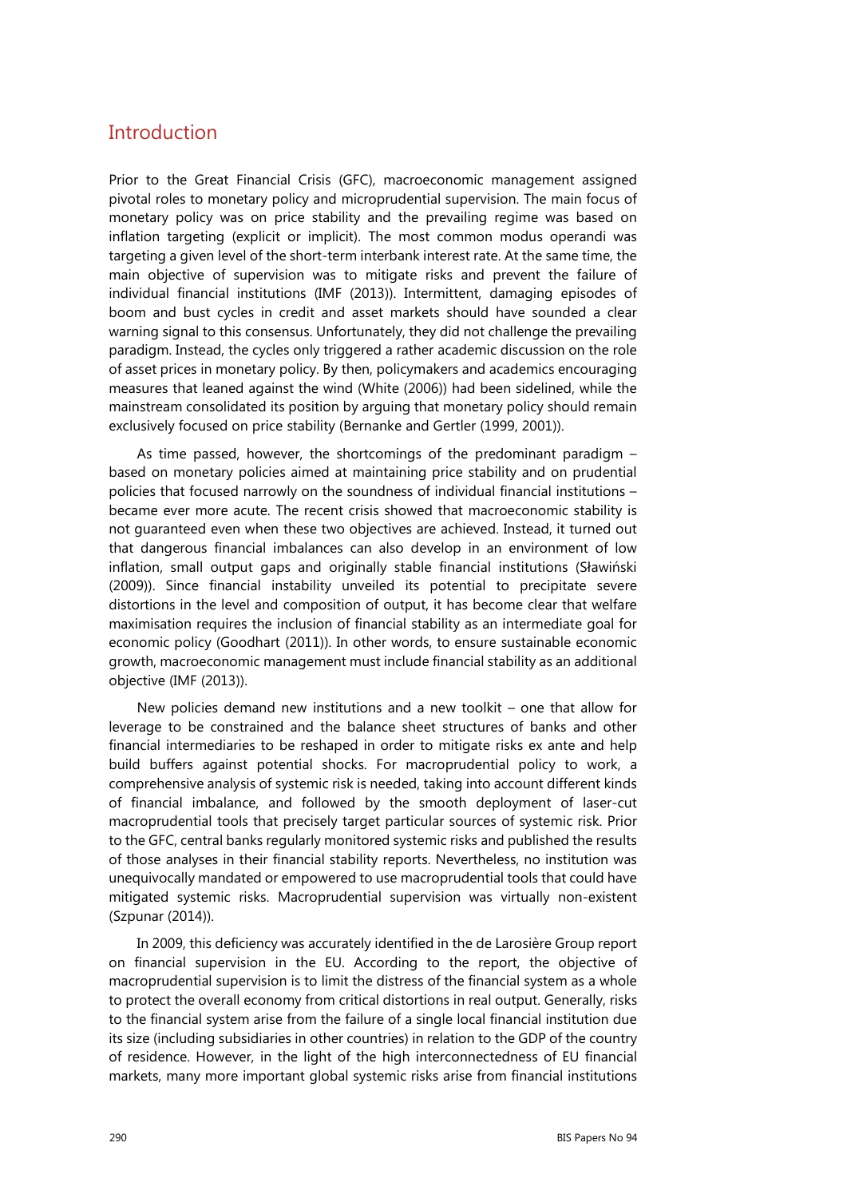## Introduction

Prior to the Great Financial Crisis (GFC), macroeconomic management assigned pivotal roles to monetary policy and microprudential supervision. The main focus of monetary policy was on price stability and the prevailing regime was based on inflation targeting (explicit or implicit). The most common modus operandi was targeting a given level of the short-term interbank interest rate. At the same time, the main objective of supervision was to mitigate risks and prevent the failure of individual financial institutions (IMF (2013)). Intermittent, damaging episodes of boom and bust cycles in credit and asset markets should have sounded a clear warning signal to this consensus. Unfortunately, they did not challenge the prevailing paradigm. Instead, the cycles only triggered a rather academic discussion on the role of asset prices in monetary policy. By then, policymakers and academics encouraging measures that leaned against the wind (White (2006)) had been sidelined, while the mainstream consolidated its position by arguing that monetary policy should remain exclusively focused on price stability (Bernanke and Gertler (1999, 2001)).

As time passed, however, the shortcomings of the predominant paradigm – based on monetary policies aimed at maintaining price stability and on prudential policies that focused narrowly on the soundness of individual financial institutions – became ever more acute. The recent crisis showed that macroeconomic stability is not guaranteed even when these two objectives are achieved. Instead, it turned out that dangerous financial imbalances can also develop in an environment of low inflation, small output gaps and originally stable financial institutions (Sławiński (2009)). Since financial instability unveiled its potential to precipitate severe distortions in the level and composition of output, it has become clear that welfare maximisation requires the inclusion of financial stability as an intermediate goal for economic policy (Goodhart (2011)). In other words, to ensure sustainable economic growth, macroeconomic management must include financial stability as an additional objective (IMF (2013)).

New policies demand new institutions and a new toolkit – one that allow for leverage to be constrained and the balance sheet structures of banks and other financial intermediaries to be reshaped in order to mitigate risks ex ante and help build buffers against potential shocks. For macroprudential policy to work, a comprehensive analysis of systemic risk is needed, taking into account different kinds of financial imbalance, and followed by the smooth deployment of laser-cut macroprudential tools that precisely target particular sources of systemic risk. Prior to the GFC, central banks regularly monitored systemic risks and published the results of those analyses in their financial stability reports. Nevertheless, no institution was unequivocally mandated or empowered to use macroprudential tools that could have mitigated systemic risks. Macroprudential supervision was virtually non-existent (Szpunar (2014)).

In 2009, this deficiency was accurately identified in the de Larosière Group report on financial supervision in the EU. According to the report, the objective of macroprudential supervision is to limit the distress of the financial system as a whole to protect the overall economy from critical distortions in real output. Generally, risks to the financial system arise from the failure of a single local financial institution due its size (including subsidiaries in other countries) in relation to the GDP of the country of residence. However, in the light of the high interconnectedness of EU financial markets, many more important global systemic risks arise from financial institutions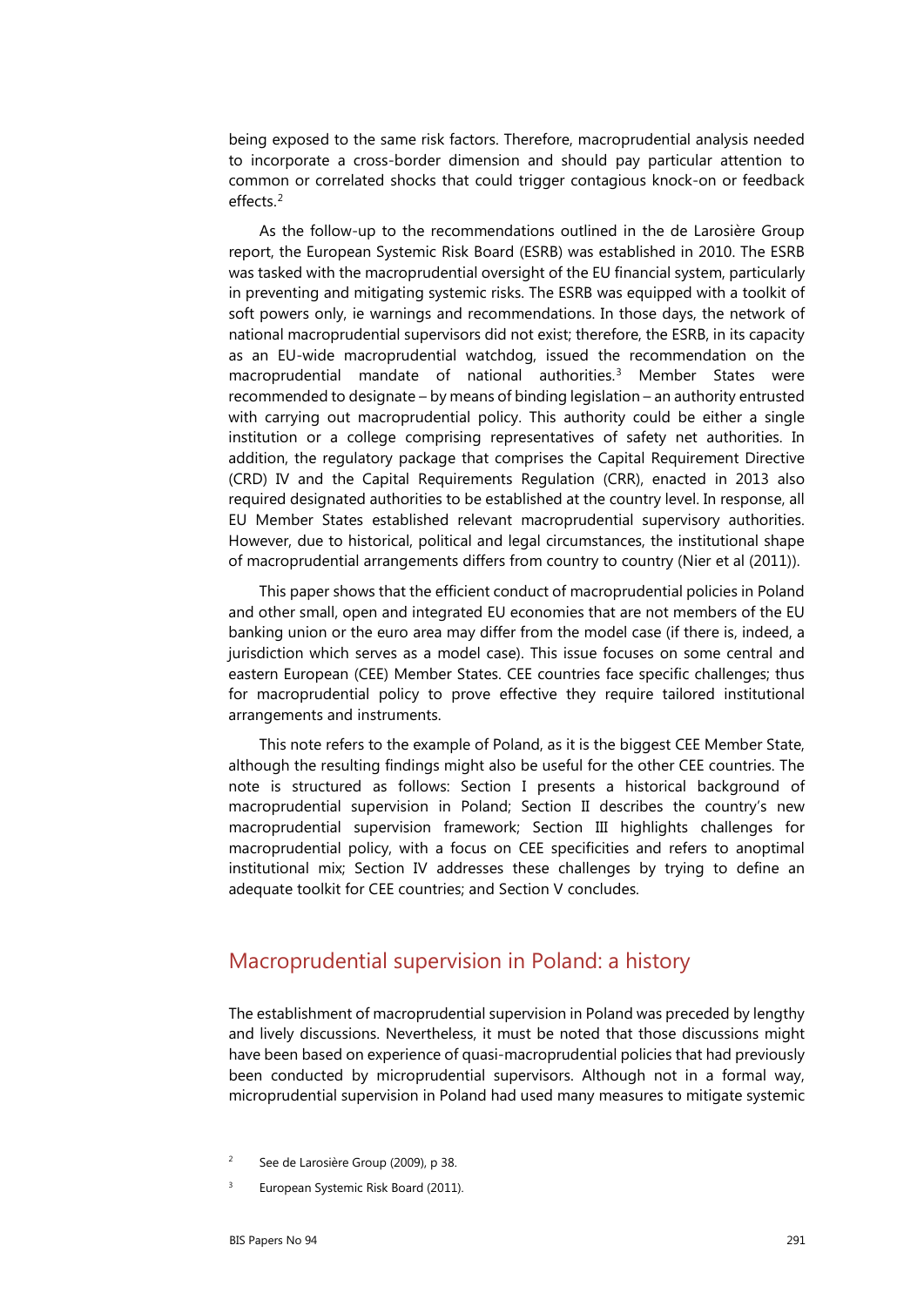being exposed to the same risk factors. Therefore, macroprudential analysis needed to incorporate a cross-border dimension and should pay particular attention to common or correlated shocks that could trigger contagious knock-on or feedback effects.[2]

As the follow-up to the recommendations outlined in the de Larosière Group report, the European Systemic Risk Board (ESRB) was established in 2010. The ESRB was tasked with the macroprudential oversight of the EU financial system, particularly in preventing and mitigating systemic risks. The ESRB was equipped with a toolkit of soft powers only, ie warnings and recommendations. In those days, the network of national macroprudential supervisors did not exist; therefore, the ESRB, in its capacity as an EU-wide macroprudential watchdog, issued the recommendation on the macroprudential mandate of national authorities.[3] Member States were recommended to designate – by means of binding legislation – an authority entrusted with carrying out macroprudential policy. This authority could be either a single institution or a college comprising representatives of safety net authorities. In addition, the regulatory package that comprises the Capital Requirement Directive (CRD) IV and the Capital Requirements Regulation (CRR), enacted in 2013 also required designated authorities to be established at the country level. In response, all EU Member States established relevant macroprudential supervisory authorities. However, due to historical, political and legal circumstances, the institutional shape of macroprudential arrangements differs from country to country (Nier et al (2011)).

This paper shows that the efficient conduct of macroprudential policies in Poland and other small, open and integrated EU economies that are not members of the EU banking union or the euro area may differ from the model case (if there is, indeed, a jurisdiction which serves as a model case). This issue focuses on some central and eastern European (CEE) Member States. CEE countries face specific challenges; thus for macroprudential policy to prove effective they require tailored institutional arrangements and instruments.

This note refers to the example of Poland, as it is the biggest CEE Member State, although the resulting findings might also be useful for the other CEE countries. The note is structured as follows: Section I presents a historical background of macroprudential supervision in Poland; Section II describes the country's new macroprudential supervision framework; Section III highlights challenges for macroprudential policy, with a focus on CEE specificities and refers to anoptimal institutional mix; Section IV addresses these challenges by trying to define an adequate toolkit for CEE countries; and Section V concludes.

## Macroprudential supervision in Poland: a history

The establishment of macroprudential supervision in Poland was preceded by lengthy and lively discussions. Nevertheless, it must be noted that those discussions might have been based on experience of quasi-macroprudential policies that had previously been conducted by microprudential supervisors. Although not in a formal way, microprudential supervision in Poland had used many measures to mitigate systemic

---

[2] See de Larosière Group (2009), p 38.

[3] European Systemic Risk Board (2011).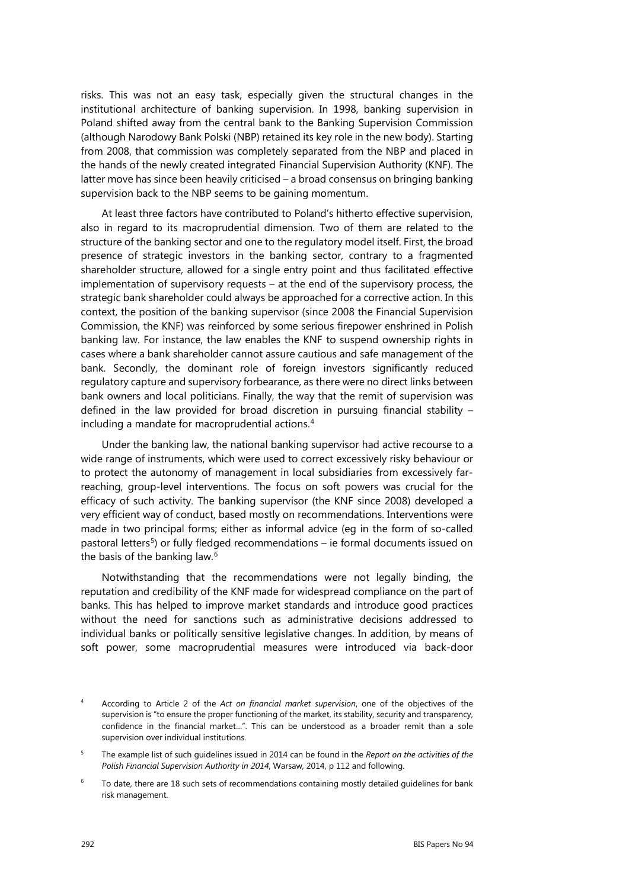risks. This was not an easy task, especially given the structural changes in the institutional architecture of banking supervision. In 1998, banking supervision in Poland shifted away from the central bank to the Banking Supervision Commission (although Narodowy Bank Polski (NBP) retained its key role in the new body). Starting from 2008, that commission was completely separated from the NBP and placed in the hands of the newly created integrated Financial Supervision Authority (KNF). The latter move has since been heavily criticised – a broad consensus on bringing banking supervision back to the NBP seems to be gaining momentum.

At least three factors have contributed to Poland's hitherto effective supervision, also in regard to its macroprudential dimension. Two of them are related to the structure of the banking sector and one to the regulatory model itself. First, the broad presence of strategic investors in the banking sector, contrary to a fragmented shareholder structure, allowed for a single entry point and thus facilitated effective implementation of supervisory requests – at the end of the supervisory process, the strategic bank shareholder could always be approached for a corrective action. In this context, the position of the banking supervisor (since 2008 the Financial Supervision Commission, the KNF) was reinforced by some serious firepower enshrined in Polish banking law. For instance, the law enables the KNF to suspend ownership rights in cases where a bank shareholder cannot assure cautious and safe management of the bank. Secondly, the dominant role of foreign investors significantly reduced regulatory capture and supervisory forbearance, as there were no direct links between bank owners and local politicians. Finally, the way that the remit of supervision was defined in the law provided for broad discretion in pursuing financial stability – including a mandate for macroprudential actions.[4]

Under the banking law, the national banking supervisor had active recourse to a wide range of instruments, which were used to correct excessively risky behaviour or to protect the autonomy of management in local subsidiaries from excessively far-reaching, group-level interventions. The focus on soft powers was crucial for the efficacy of such activity. The banking supervisor (the KNF since 2008) developed a very efficient way of conduct, based mostly on recommendations. Interventions were made in two principal forms; either as informal advice (eg in the form of so-called pastoral letters[5]) or fully fledged recommendations – ie formal documents issued on the basis of the banking law.[6]

Notwithstanding that the recommendations were not legally binding, the reputation and credibility of the KNF made for widespread compliance on the part of banks. This has helped to improve market standards and introduce good practices without the need for sanctions such as administrative decisions addressed to individual banks or politically sensitive legislative changes. In addition, by means of soft power, some macroprudential measures were introduced via back-door

[4] According to Article 2 of the *Act on financial market supervision*, one of the objectives of the supervision is "to ensure the proper functioning of the market, its stability, security and transparency, confidence in the financial market…". This can be understood as a broader remit than a sole supervision over individual institutions.

[5] The example list of such guidelines issued in 2014 can be found in the *Report on the activities of the Polish Financial Supervision Authority in 2014*, Warsaw, 2014, p 112 and following.

[6] To date, there are 18 such sets of recommendations containing mostly detailed guidelines for bank risk management.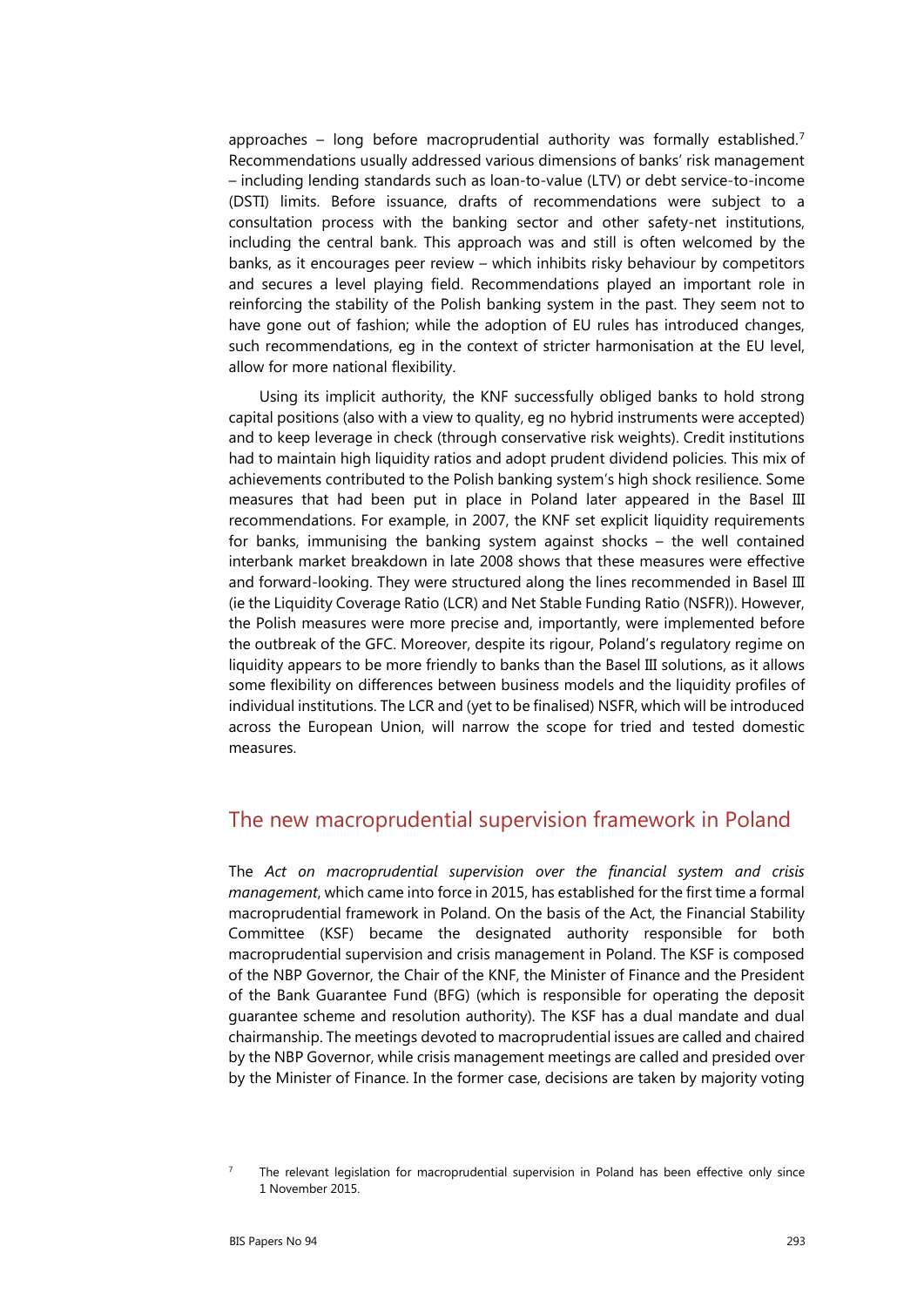approaches – long before macroprudential authority was formally established.[7] Recommendations usually addressed various dimensions of banks' risk management – including lending standards such as loan-to-value (LTV) or debt service-to-income (DSTI) limits. Before issuance, drafts of recommendations were subject to a consultation process with the banking sector and other safety-net institutions, including the central bank. This approach was and still is often welcomed by the banks, as it encourages peer review – which inhibits risky behaviour by competitors and secures a level playing field. Recommendations played an important role in reinforcing the stability of the Polish banking system in the past. They seem not to have gone out of fashion; while the adoption of EU rules has introduced changes, such recommendations, eg in the context of stricter harmonisation at the EU level, allow for more national flexibility.

Using its implicit authority, the KNF successfully obliged banks to hold strong capital positions (also with a view to quality, eg no hybrid instruments were accepted) and to keep leverage in check (through conservative risk weights). Credit institutions had to maintain high liquidity ratios and adopt prudent dividend policies. This mix of achievements contributed to the Polish banking system's high shock resilience. Some measures that had been put in place in Poland later appeared in the Basel III recommendations. For example, in 2007, the KNF set explicit liquidity requirements for banks, immunising the banking system against shocks – the well contained interbank market breakdown in late 2008 shows that these measures were effective and forward-looking. They were structured along the lines recommended in Basel III (ie the Liquidity Coverage Ratio (LCR) and Net Stable Funding Ratio (NSFR)). However, the Polish measures were more precise and, importantly, were implemented before the outbreak of the GFC. Moreover, despite its rigour, Poland's regulatory regime on liquidity appears to be more friendly to banks than the Basel III solutions, as it allows some flexibility on differences between business models and the liquidity profiles of individual institutions. The LCR and (yet to be finalised) NSFR, which will be introduced across the European Union, will narrow the scope for tried and tested domestic measures.

## The new macroprudential supervision framework in Poland

The *Act on macroprudential supervision over the financial system and crisis management*, which came into force in 2015, has established for the first time a formal macroprudential framework in Poland. On the basis of the Act, the Financial Stability Committee (KSF) became the designated authority responsible for both macroprudential supervision and crisis management in Poland. The KSF is composed of the NBP Governor, the Chair of the KNF, the Minister of Finance and the President of the Bank Guarantee Fund (BFG) (which is responsible for operating the deposit guarantee scheme and resolution authority). The KSF has a dual mandate and dual chairmanship. The meetings devoted to macroprudential issues are called and chaired by the NBP Governor, while crisis management meetings are called and presided over by the Minister of Finance. In the former case, decisions are taken by majority voting

[7] The relevant legislation for macroprudential supervision in Poland has been effective only since 1 November 2015.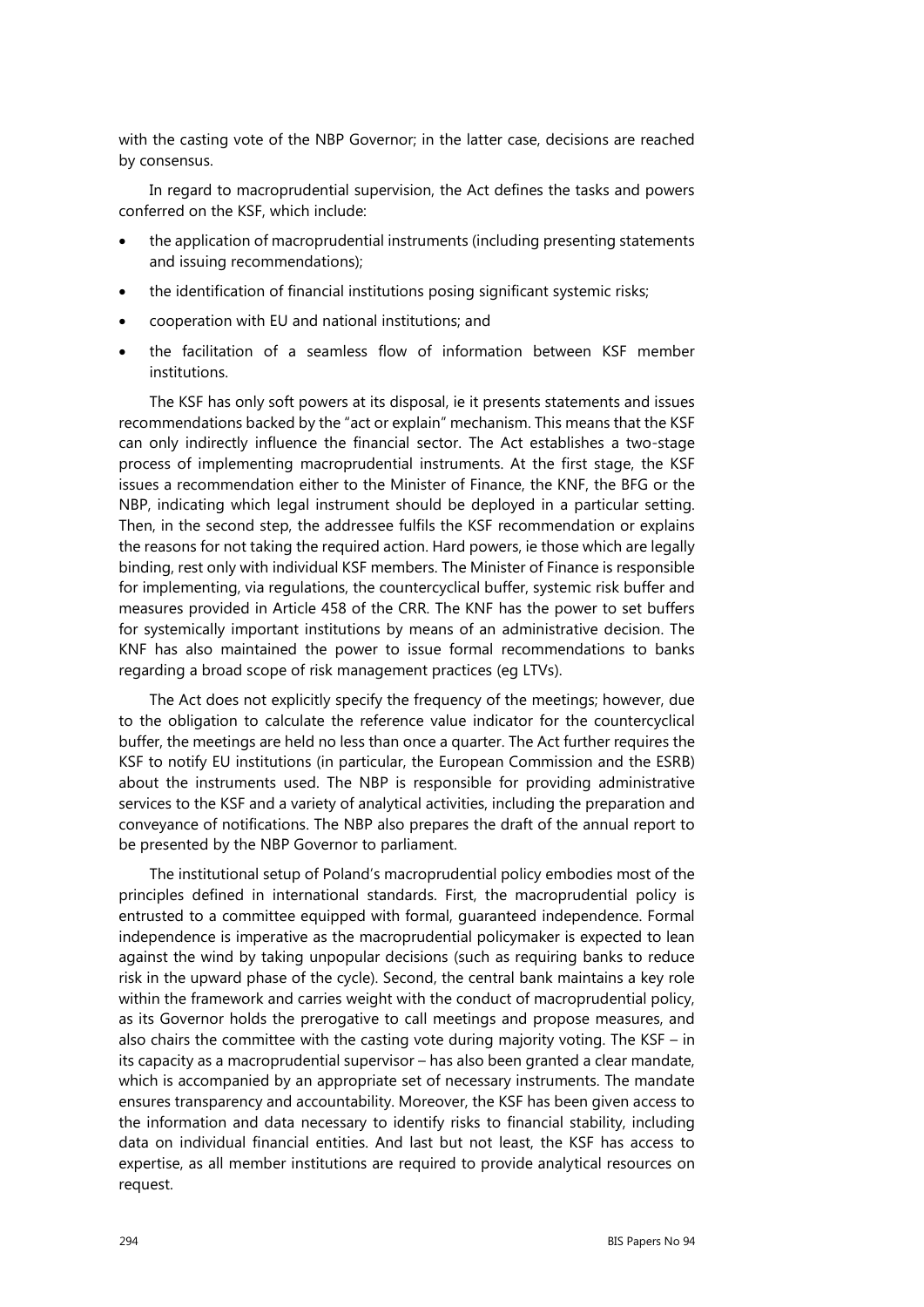with the casting vote of the NBP Governor; in the latter case, decisions are reached by consensus.

In regard to macroprudential supervision, the Act defines the tasks and powers conferred on the KSF, which include:

- the application of macroprudential instruments (including presenting statements and issuing recommendations);
- the identification of financial institutions posing significant systemic risks;
- cooperation with EU and national institutions; and
- the facilitation of a seamless flow of information between KSF member institutions.

The KSF has only soft powers at its disposal, ie it presents statements and issues recommendations backed by the "act or explain" mechanism. This means that the KSF can only indirectly influence the financial sector. The Act establishes a two-stage process of implementing macroprudential instruments. At the first stage, the KSF issues a recommendation either to the Minister of Finance, the KNF, the BFG or the NBP, indicating which legal instrument should be deployed in a particular setting. Then, in the second step, the addressee fulfils the KSF recommendation or explains the reasons for not taking the required action. Hard powers, ie those which are legally binding, rest only with individual KSF members. The Minister of Finance is responsible for implementing, via regulations, the countercyclical buffer, systemic risk buffer and measures provided in Article 458 of the CRR. The KNF has the power to set buffers for systemically important institutions by means of an administrative decision. The KNF has also maintained the power to issue formal recommendations to banks regarding a broad scope of risk management practices (eg LTVs).

The Act does not explicitly specify the frequency of the meetings; however, due to the obligation to calculate the reference value indicator for the countercyclical buffer, the meetings are held no less than once a quarter. The Act further requires the KSF to notify EU institutions (in particular, the European Commission and the ESRB) about the instruments used. The NBP is responsible for providing administrative services to the KSF and a variety of analytical activities, including the preparation and conveyance of notifications. The NBP also prepares the draft of the annual report to be presented by the NBP Governor to parliament.

The institutional setup of Poland's macroprudential policy embodies most of the principles defined in international standards. First, the macroprudential policy is entrusted to a committee equipped with formal, guaranteed independence. Formal independence is imperative as the macroprudential policymaker is expected to lean against the wind by taking unpopular decisions (such as requiring banks to reduce risk in the upward phase of the cycle). Second, the central bank maintains a key role within the framework and carries weight with the conduct of macroprudential policy, as its Governor holds the prerogative to call meetings and propose measures, and also chairs the committee with the casting vote during majority voting. The KSF – in its capacity as a macroprudential supervisor – has also been granted a clear mandate, which is accompanied by an appropriate set of necessary instruments. The mandate ensures transparency and accountability. Moreover, the KSF has been given access to the information and data necessary to identify risks to financial stability, including data on individual financial entities. And last but not least, the KSF has access to expertise, as all member institutions are required to provide analytical resources on request.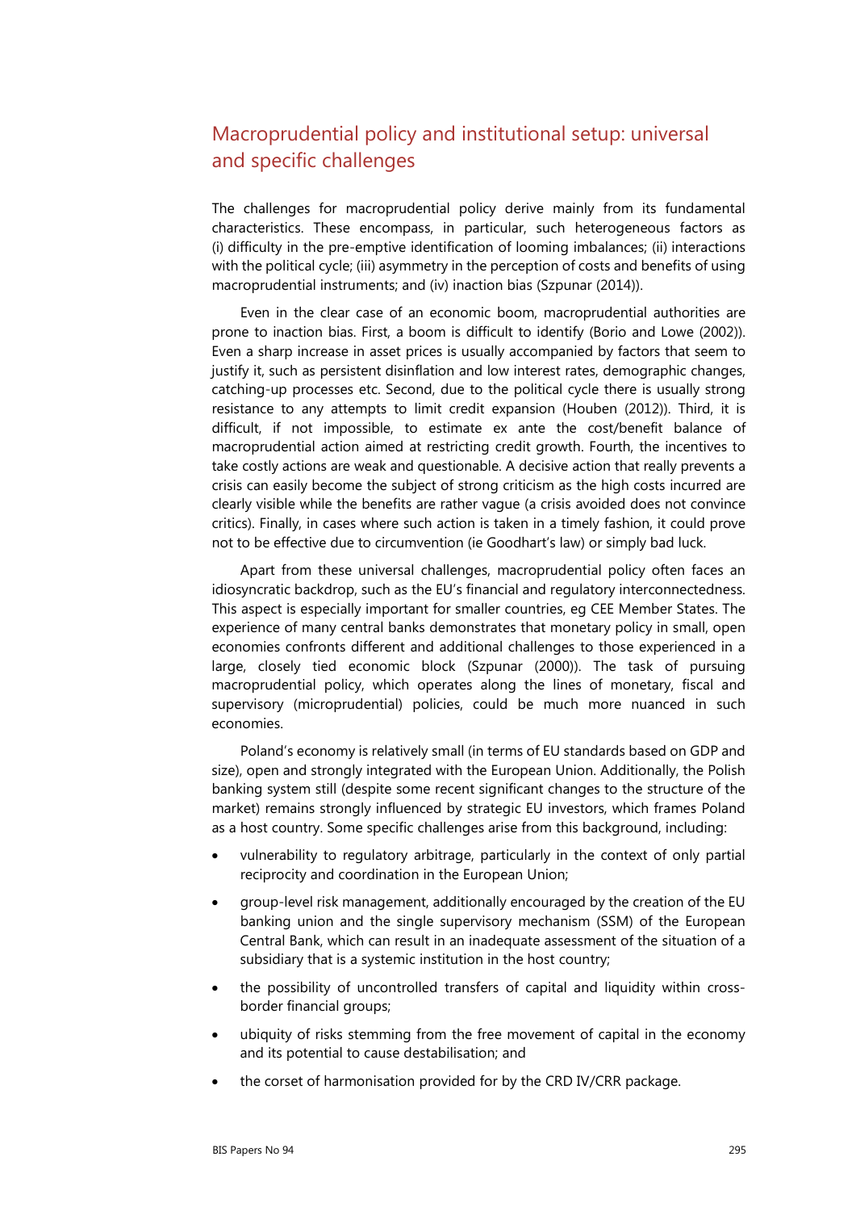## Macroprudential policy and institutional setup: universal and specific challenges

The challenges for macroprudential policy derive mainly from its fundamental characteristics. These encompass, in particular, such heterogeneous factors as (i) difficulty in the pre-emptive identification of looming imbalances; (ii) interactions with the political cycle; (iii) asymmetry in the perception of costs and benefits of using macroprudential instruments; and (iv) inaction bias (Szpunar (2014)).

Even in the clear case of an economic boom, macroprudential authorities are prone to inaction bias. First, a boom is difficult to identify (Borio and Lowe (2002)). Even a sharp increase in asset prices is usually accompanied by factors that seem to justify it, such as persistent disinflation and low interest rates, demographic changes, catching-up processes etc. Second, due to the political cycle there is usually strong resistance to any attempts to limit credit expansion (Houben (2012)). Third, it is difficult, if not impossible, to estimate ex ante the cost/benefit balance of macroprudential action aimed at restricting credit growth. Fourth, the incentives to take costly actions are weak and questionable. A decisive action that really prevents a crisis can easily become the subject of strong criticism as the high costs incurred are clearly visible while the benefits are rather vague (a crisis avoided does not convince critics). Finally, in cases where such action is taken in a timely fashion, it could prove not to be effective due to circumvention (ie Goodhart's law) or simply bad luck.

Apart from these universal challenges, macroprudential policy often faces an idiosyncratic backdrop, such as the EU's financial and regulatory interconnectedness. This aspect is especially important for smaller countries, eg CEE Member States. The experience of many central banks demonstrates that monetary policy in small, open economies confronts different and additional challenges to those experienced in a large, closely tied economic block (Szpunar (2000)). The task of pursuing macroprudential policy, which operates along the lines of monetary, fiscal and supervisory (microprudential) policies, could be much more nuanced in such economies.

Poland's economy is relatively small (in terms of EU standards based on GDP and size), open and strongly integrated with the European Union. Additionally, the Polish banking system still (despite some recent significant changes to the structure of the market) remains strongly influenced by strategic EU investors, which frames Poland as a host country. Some specific challenges arise from this background, including:

- vulnerability to regulatory arbitrage, particularly in the context of only partial reciprocity and coordination in the European Union;
- group-level risk management, additionally encouraged by the creation of the EU banking union and the single supervisory mechanism (SSM) of the European Central Bank, which can result in an inadequate assessment of the situation of a subsidiary that is a systemic institution in the host country;
- the possibility of uncontrolled transfers of capital and liquidity within cross-border financial groups;
- ubiquity of risks stemming from the free movement of capital in the economy and its potential to cause destabilisation; and
- the corset of harmonisation provided for by the CRD IV/CRR package.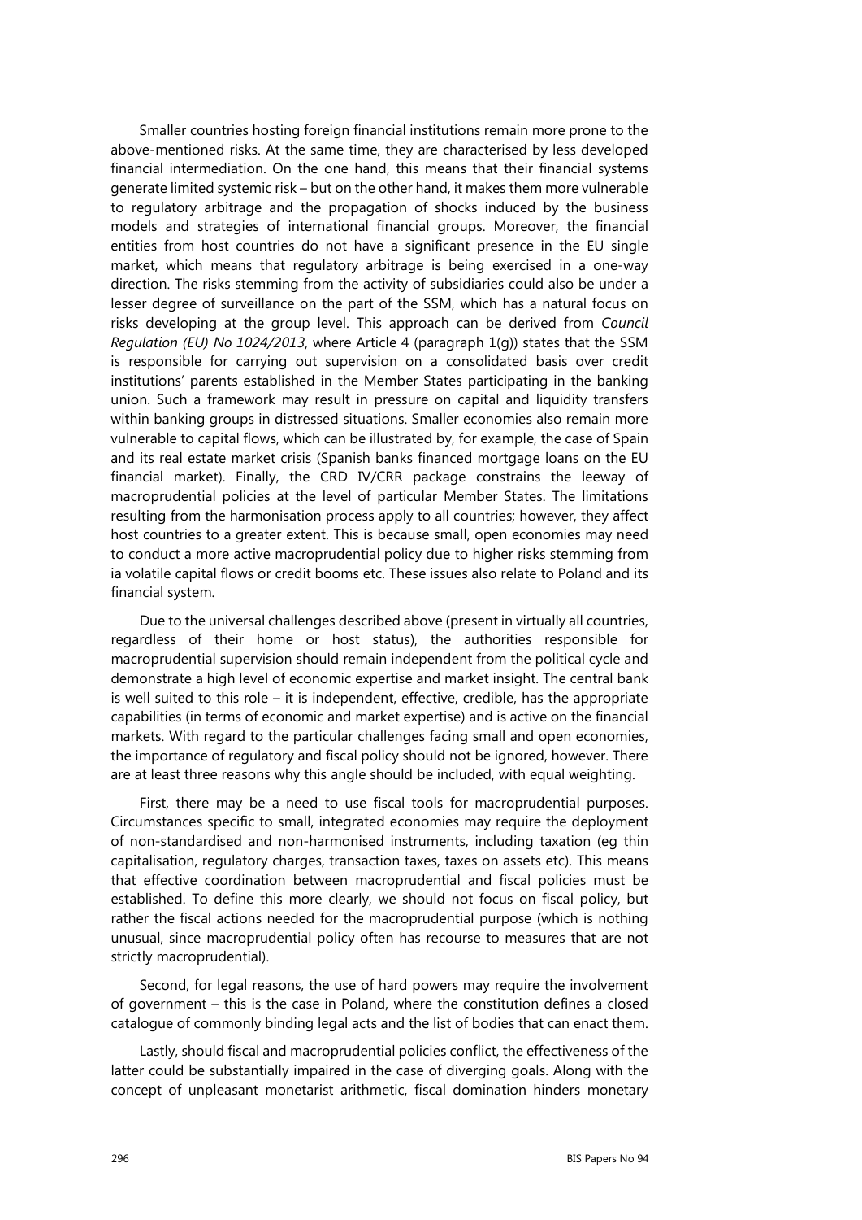Smaller countries hosting foreign financial institutions remain more prone to the above-mentioned risks. At the same time, they are characterised by less developed financial intermediation. On the one hand, this means that their financial systems generate limited systemic risk – but on the other hand, it makes them more vulnerable to regulatory arbitrage and the propagation of shocks induced by the business models and strategies of international financial groups. Moreover, the financial entities from host countries do not have a significant presence in the EU single market, which means that regulatory arbitrage is being exercised in a one-way direction. The risks stemming from the activity of subsidiaries could also be under a lesser degree of surveillance on the part of the SSM, which has a natural focus on risks developing at the group level. This approach can be derived from *Council Regulation (EU) No 1024/2013*, where Article 4 (paragraph 1(g)) states that the SSM is responsible for carrying out supervision on a consolidated basis over credit institutions' parents established in the Member States participating in the banking union. Such a framework may result in pressure on capital and liquidity transfers within banking groups in distressed situations. Smaller economies also remain more vulnerable to capital flows, which can be illustrated by, for example, the case of Spain and its real estate market crisis (Spanish banks financed mortgage loans on the EU financial market). Finally, the CRD IV/CRR package constrains the leeway of macroprudential policies at the level of particular Member States. The limitations resulting from the harmonisation process apply to all countries; however, they affect host countries to a greater extent. This is because small, open economies may need to conduct a more active macroprudential policy due to higher risks stemming from ia volatile capital flows or credit booms etc. These issues also relate to Poland and its financial system.

Due to the universal challenges described above (present in virtually all countries, regardless of their home or host status), the authorities responsible for macroprudential supervision should remain independent from the political cycle and demonstrate a high level of economic expertise and market insight. The central bank is well suited to this role – it is independent, effective, credible, has the appropriate capabilities (in terms of economic and market expertise) and is active on the financial markets. With regard to the particular challenges facing small and open economies, the importance of regulatory and fiscal policy should not be ignored, however. There are at least three reasons why this angle should be included, with equal weighting.

First, there may be a need to use fiscal tools for macroprudential purposes. Circumstances specific to small, integrated economies may require the deployment of non-standardised and non-harmonised instruments, including taxation (eg thin capitalisation, regulatory charges, transaction taxes, taxes on assets etc). This means that effective coordination between macroprudential and fiscal policies must be established. To define this more clearly, we should not focus on fiscal policy, but rather the fiscal actions needed for the macroprudential purpose (which is nothing unusual, since macroprudential policy often has recourse to measures that are not strictly macroprudential).

Second, for legal reasons, the use of hard powers may require the involvement of government – this is the case in Poland, where the constitution defines a closed catalogue of commonly binding legal acts and the list of bodies that can enact them.

Lastly, should fiscal and macroprudential policies conflict, the effectiveness of the latter could be substantially impaired in the case of diverging goals. Along with the concept of unpleasant monetarist arithmetic, fiscal domination hinders monetary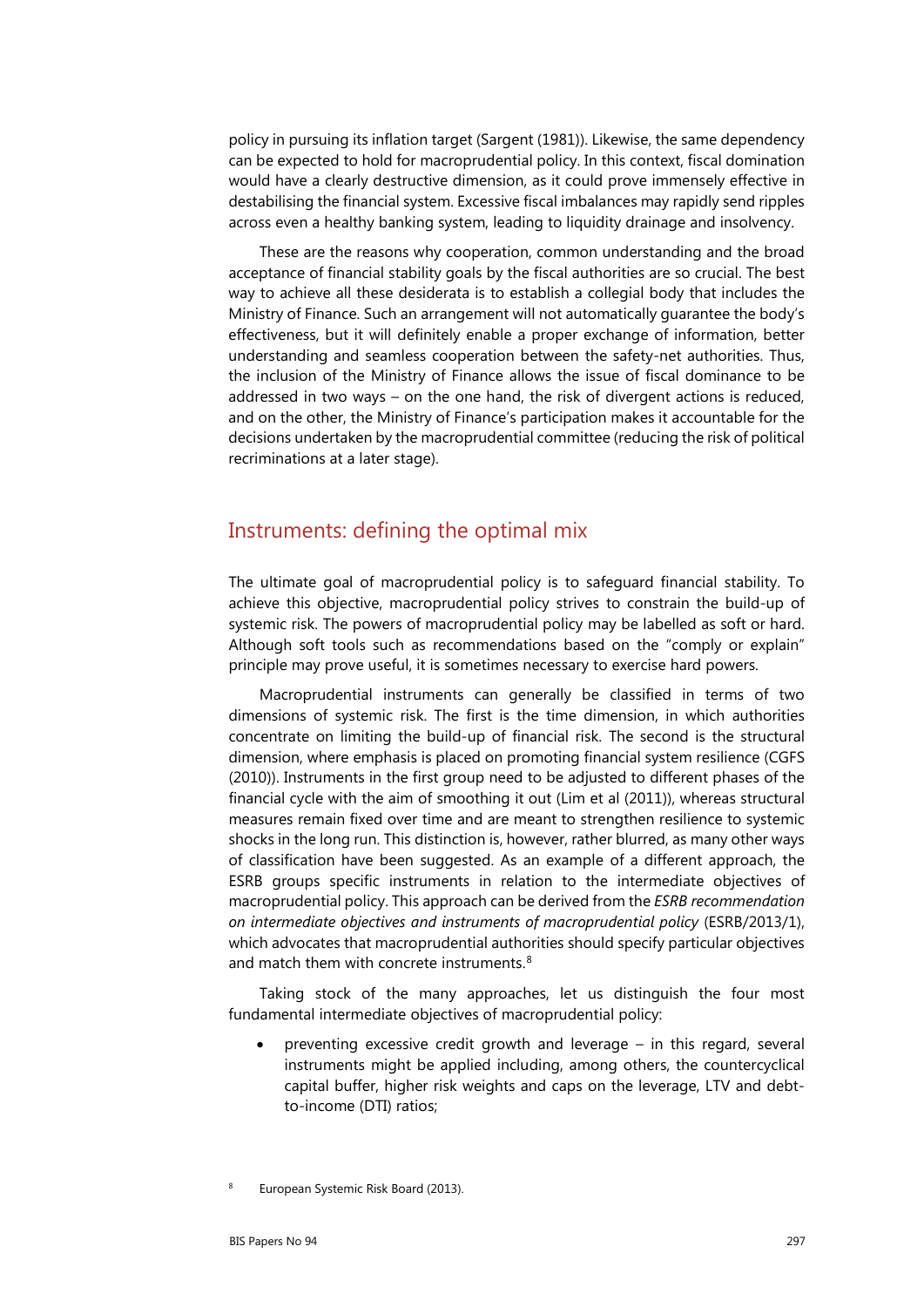policy in pursuing its inflation target (Sargent (1981)). Likewise, the same dependency can be expected to hold for macroprudential policy. In this context, fiscal domination would have a clearly destructive dimension, as it could prove immensely effective in destabilising the financial system. Excessive fiscal imbalances may rapidly send ripples across even a healthy banking system, leading to liquidity drainage and insolvency.

These are the reasons why cooperation, common understanding and the broad acceptance of financial stability goals by the fiscal authorities are so crucial. The best way to achieve all these desiderata is to establish a collegial body that includes the Ministry of Finance. Such an arrangement will not automatically guarantee the body's effectiveness, but it will definitely enable a proper exchange of information, better understanding and seamless cooperation between the safety-net authorities. Thus, the inclusion of the Ministry of Finance allows the issue of fiscal dominance to be addressed in two ways – on the one hand, the risk of divergent actions is reduced, and on the other, the Ministry of Finance's participation makes it accountable for the decisions undertaken by the macroprudential committee (reducing the risk of political recriminations at a later stage).

## Instruments: defining the optimal mix

The ultimate goal of macroprudential policy is to safeguard financial stability. To achieve this objective, macroprudential policy strives to constrain the build-up of systemic risk. The powers of macroprudential policy may be labelled as soft or hard. Although soft tools such as recommendations based on the "comply or explain" principle may prove useful, it is sometimes necessary to exercise hard powers.

Macroprudential instruments can generally be classified in terms of two dimensions of systemic risk. The first is the time dimension, in which authorities concentrate on limiting the build-up of financial risk. The second is the structural dimension, where emphasis is placed on promoting financial system resilience (CGFS (2010)). Instruments in the first group need to be adjusted to different phases of the financial cycle with the aim of smoothing it out (Lim et al (2011)), whereas structural measures remain fixed over time and are meant to strengthen resilience to systemic shocks in the long run. This distinction is, however, rather blurred, as many other ways of classification have been suggested. As an example of a different approach, the ESRB groups specific instruments in relation to the intermediate objectives of macroprudential policy. This approach can be derived from the *ESRB recommendation on intermediate objectives and instruments of macroprudential policy* (ESRB/2013/1), which advocates that macroprudential authorities should specify particular objectives and match them with concrete instruments.[8]

Taking stock of the many approaches, let us distinguish the four most fundamental intermediate objectives of macroprudential policy:

- preventing excessive credit growth and leverage – in this regard, several instruments might be applied including, among others, the countercyclical capital buffer, higher risk weights and caps on the leverage, LTV and debt-to-income (DTI) ratios;

[8] European Systemic Risk Board (2013).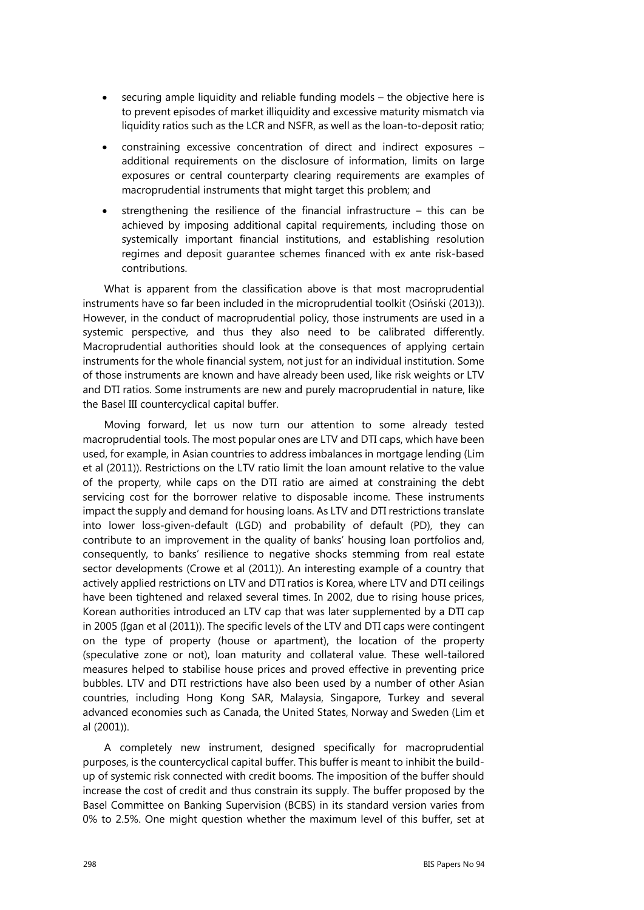- securing ample liquidity and reliable funding models – the objective here is to prevent episodes of market illiquidity and excessive maturity mismatch via liquidity ratios such as the LCR and NSFR, as well as the loan-to-deposit ratio;
- constraining excessive concentration of direct and indirect exposures – additional requirements on the disclosure of information, limits on large exposures or central counterparty clearing requirements are examples of macroprudential instruments that might target this problem; and
- strengthening the resilience of the financial infrastructure – this can be achieved by imposing additional capital requirements, including those on systemically important financial institutions, and establishing resolution regimes and deposit guarantee schemes financed with ex ante risk-based contributions.

What is apparent from the classification above is that most macroprudential instruments have so far been included in the microprudential toolkit (Osiński (2013)). However, in the conduct of macroprudential policy, those instruments are used in a systemic perspective, and thus they also need to be calibrated differently. Macroprudential authorities should look at the consequences of applying certain instruments for the whole financial system, not just for an individual institution. Some of those instruments are known and have already been used, like risk weights or LTV and DTI ratios. Some instruments are new and purely macroprudential in nature, like the Basel III countercyclical capital buffer.

Moving forward, let us now turn our attention to some already tested macroprudential tools. The most popular ones are LTV and DTI caps, which have been used, for example, in Asian countries to address imbalances in mortgage lending (Lim et al (2011)). Restrictions on the LTV ratio limit the loan amount relative to the value of the property, while caps on the DTI ratio are aimed at constraining the debt servicing cost for the borrower relative to disposable income. These instruments impact the supply and demand for housing loans. As LTV and DTI restrictions translate into lower loss-given-default (LGD) and probability of default (PD), they can contribute to an improvement in the quality of banks' housing loan portfolios and, consequently, to banks' resilience to negative shocks stemming from real estate sector developments (Crowe et al (2011)). An interesting example of a country that actively applied restrictions on LTV and DTI ratios is Korea, where LTV and DTI ceilings have been tightened and relaxed several times. In 2002, due to rising house prices, Korean authorities introduced an LTV cap that was later supplemented by a DTI cap in 2005 (Igan et al (2011)). The specific levels of the LTV and DTI caps were contingent on the type of property (house or apartment), the location of the property (speculative zone or not), loan maturity and collateral value. These well-tailored measures helped to stabilise house prices and proved effective in preventing price bubbles. LTV and DTI restrictions have also been used by a number of other Asian countries, including Hong Kong SAR, Malaysia, Singapore, Turkey and several advanced economies such as Canada, the United States, Norway and Sweden (Lim et al (2001)).

A completely new instrument, designed specifically for macroprudential purposes, is the countercyclical capital buffer. This buffer is meant to inhibit the build-up of systemic risk connected with credit booms. The imposition of the buffer should increase the cost of credit and thus constrain its supply. The buffer proposed by the Basel Committee on Banking Supervision (BCBS) in its standard version varies from 0% to 2.5%. One might question whether the maximum level of this buffer, set at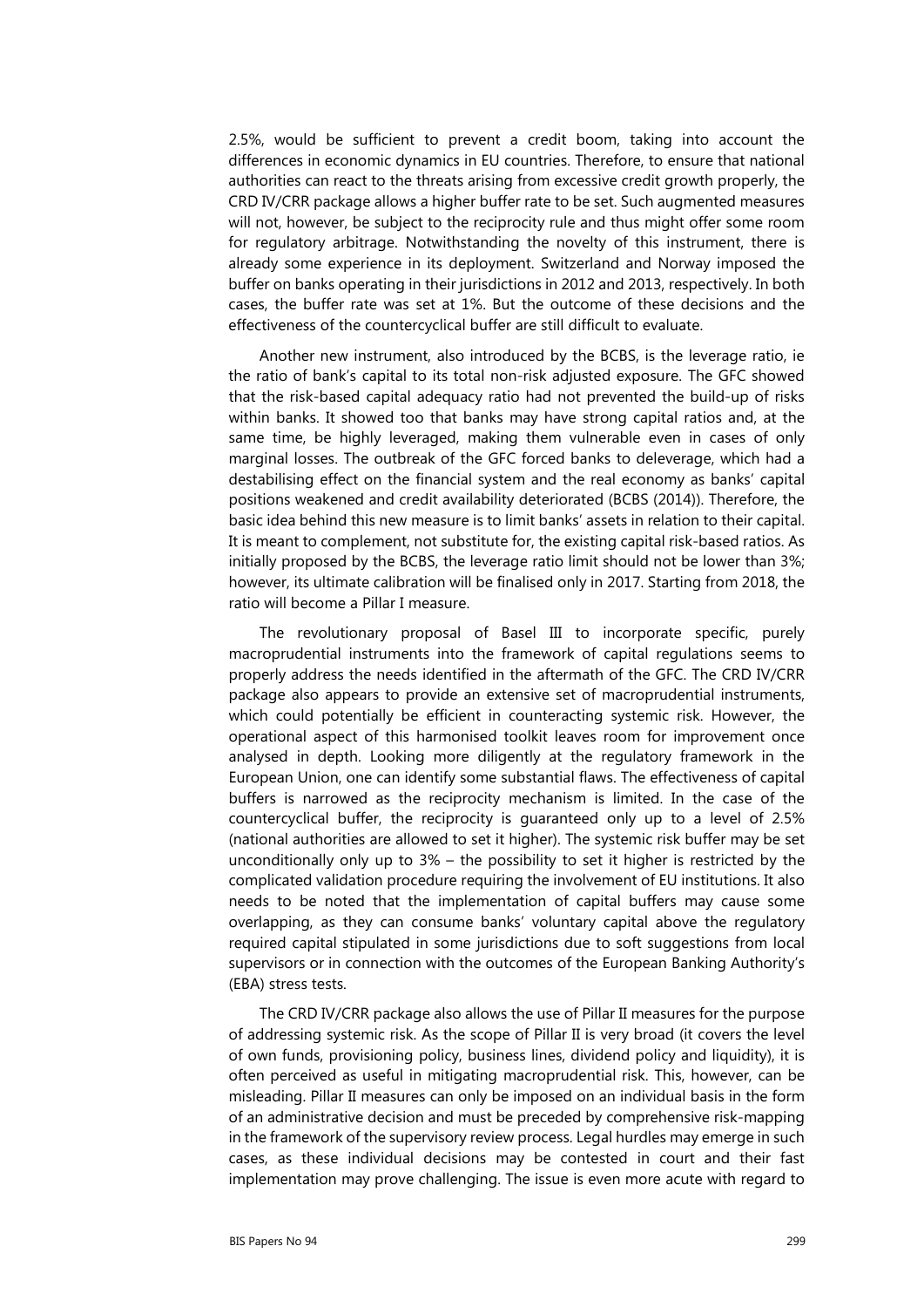2.5%, would be sufficient to prevent a credit boom, taking into account the differences in economic dynamics in EU countries. Therefore, to ensure that national authorities can react to the threats arising from excessive credit growth properly, the CRD IV/CRR package allows a higher buffer rate to be set. Such augmented measures will not, however, be subject to the reciprocity rule and thus might offer some room for regulatory arbitrage. Notwithstanding the novelty of this instrument, there is already some experience in its deployment. Switzerland and Norway imposed the buffer on banks operating in their jurisdictions in 2012 and 2013, respectively. In both cases, the buffer rate was set at 1%. But the outcome of these decisions and the effectiveness of the countercyclical buffer are still difficult to evaluate.

Another new instrument, also introduced by the BCBS, is the leverage ratio, ie the ratio of bank's capital to its total non-risk adjusted exposure. The GFC showed that the risk-based capital adequacy ratio had not prevented the build-up of risks within banks. It showed too that banks may have strong capital ratios and, at the same time, be highly leveraged, making them vulnerable even in cases of only marginal losses. The outbreak of the GFC forced banks to deleverage, which had a destabilising effect on the financial system and the real economy as banks' capital positions weakened and credit availability deteriorated (BCBS (2014)). Therefore, the basic idea behind this new measure is to limit banks' assets in relation to their capital. It is meant to complement, not substitute for, the existing capital risk-based ratios. As initially proposed by the BCBS, the leverage ratio limit should not be lower than 3%; however, its ultimate calibration will be finalised only in 2017. Starting from 2018, the ratio will become a Pillar I measure.

The revolutionary proposal of Basel III to incorporate specific, purely macroprudential instruments into the framework of capital regulations seems to properly address the needs identified in the aftermath of the GFC. The CRD IV/CRR package also appears to provide an extensive set of macroprudential instruments, which could potentially be efficient in counteracting systemic risk. However, the operational aspect of this harmonised toolkit leaves room for improvement once analysed in depth. Looking more diligently at the regulatory framework in the European Union, one can identify some substantial flaws. The effectiveness of capital buffers is narrowed as the reciprocity mechanism is limited. In the case of the countercyclical buffer, the reciprocity is guaranteed only up to a level of 2.5% (national authorities are allowed to set it higher). The systemic risk buffer may be set unconditionally only up to 3% – the possibility to set it higher is restricted by the complicated validation procedure requiring the involvement of EU institutions. It also needs to be noted that the implementation of capital buffers may cause some overlapping, as they can consume banks' voluntary capital above the regulatory required capital stipulated in some jurisdictions due to soft suggestions from local supervisors or in connection with the outcomes of the European Banking Authority's (EBA) stress tests.

The CRD IV/CRR package also allows the use of Pillar II measures for the purpose of addressing systemic risk. As the scope of Pillar II is very broad (it covers the level of own funds, provisioning policy, business lines, dividend policy and liquidity), it is often perceived as useful in mitigating macroprudential risk. This, however, can be misleading. Pillar II measures can only be imposed on an individual basis in the form of an administrative decision and must be preceded by comprehensive risk-mapping in the framework of the supervisory review process. Legal hurdles may emerge in such cases, as these individual decisions may be contested in court and their fast implementation may prove challenging. The issue is even more acute with regard to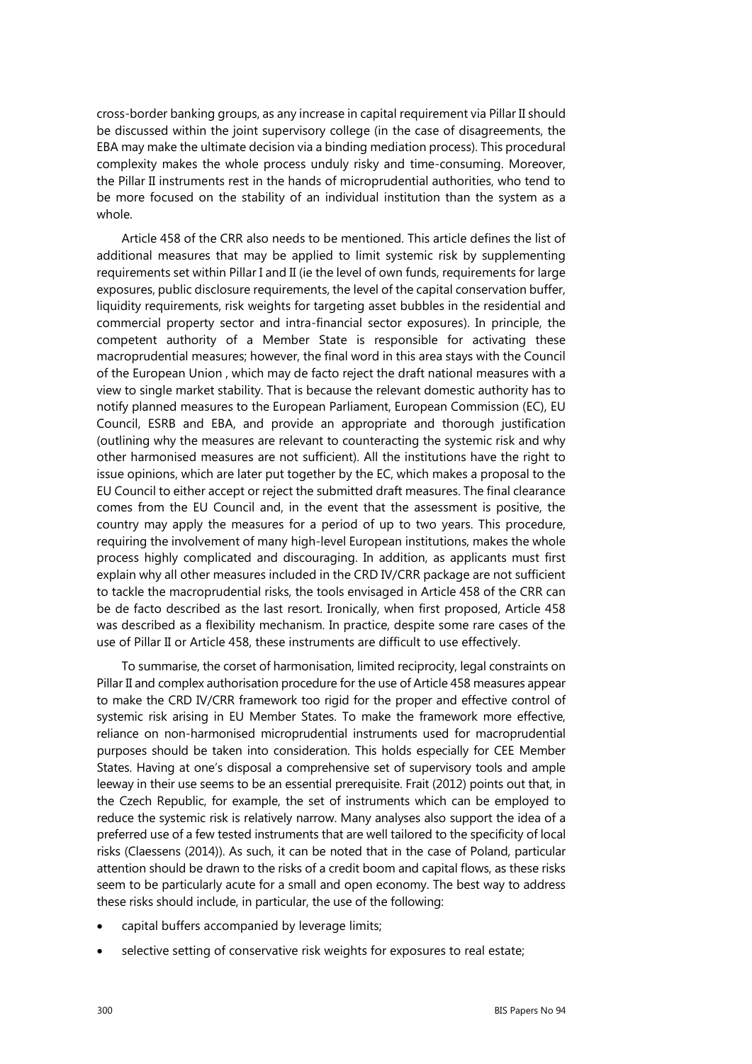cross-border banking groups, as any increase in capital requirement via Pillar II should be discussed within the joint supervisory college (in the case of disagreements, the EBA may make the ultimate decision via a binding mediation process). This procedural complexity makes the whole process unduly risky and time-consuming. Moreover, the Pillar II instruments rest in the hands of microprudential authorities, who tend to be more focused on the stability of an individual institution than the system as a whole.

Article 458 of the CRR also needs to be mentioned. This article defines the list of additional measures that may be applied to limit systemic risk by supplementing requirements set within Pillar I and II (ie the level of own funds, requirements for large exposures, public disclosure requirements, the level of the capital conservation buffer, liquidity requirements, risk weights for targeting asset bubbles in the residential and commercial property sector and intra-financial sector exposures). In principle, the competent authority of a Member State is responsible for activating these macroprudential measures; however, the final word in this area stays with the Council of the European Union , which may de facto reject the draft national measures with a view to single market stability. That is because the relevant domestic authority has to notify planned measures to the European Parliament, European Commission (EC), EU Council, ESRB and EBA, and provide an appropriate and thorough justification (outlining why the measures are relevant to counteracting the systemic risk and why other harmonised measures are not sufficient). All the institutions have the right to issue opinions, which are later put together by the EC, which makes a proposal to the EU Council to either accept or reject the submitted draft measures. The final clearance comes from the EU Council and, in the event that the assessment is positive, the country may apply the measures for a period of up to two years. This procedure, requiring the involvement of many high-level European institutions, makes the whole process highly complicated and discouraging. In addition, as applicants must first explain why all other measures included in the CRD IV/CRR package are not sufficient to tackle the macroprudential risks, the tools envisaged in Article 458 of the CRR can be de facto described as the last resort. Ironically, when first proposed, Article 458 was described as a flexibility mechanism. In practice, despite some rare cases of the use of Pillar II or Article 458, these instruments are difficult to use effectively.

To summarise, the corset of harmonisation, limited reciprocity, legal constraints on Pillar II and complex authorisation procedure for the use of Article 458 measures appear to make the CRD IV/CRR framework too rigid for the proper and effective control of systemic risk arising in EU Member States. To make the framework more effective, reliance on non-harmonised microprudential instruments used for macroprudential purposes should be taken into consideration. This holds especially for CEE Member States. Having at one's disposal a comprehensive set of supervisory tools and ample leeway in their use seems to be an essential prerequisite. Frait (2012) points out that, in the Czech Republic, for example, the set of instruments which can be employed to reduce the systemic risk is relatively narrow. Many analyses also support the idea of a preferred use of a few tested instruments that are well tailored to the specificity of local risks (Claessens (2014)). As such, it can be noted that in the case of Poland, particular attention should be drawn to the risks of a credit boom and capital flows, as these risks seem to be particularly acute for a small and open economy. The best way to address these risks should include, in particular, the use of the following:

- capital buffers accompanied by leverage limits;
- selective setting of conservative risk weights for exposures to real estate;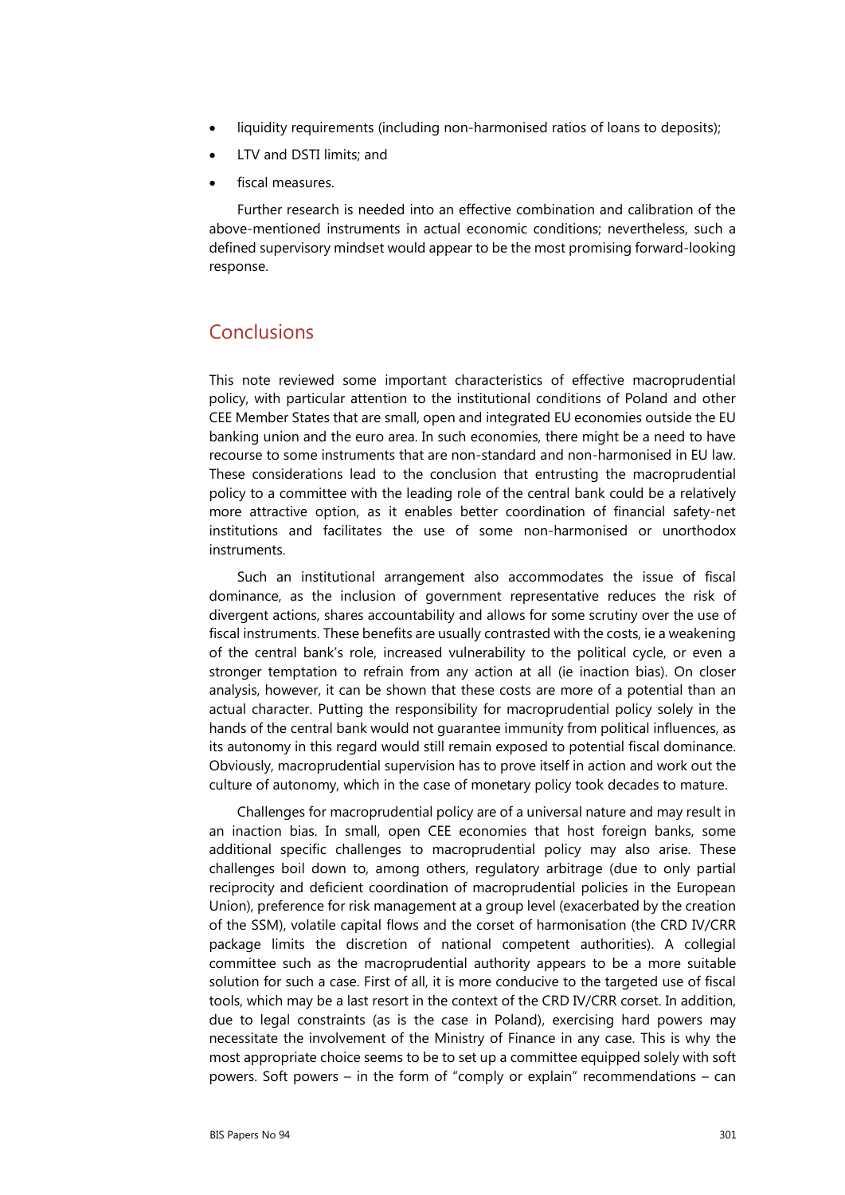- liquidity requirements (including non-harmonised ratios of loans to deposits);
- LTV and DSTI limits; and
- fiscal measures.

Further research is needed into an effective combination and calibration of the above-mentioned instruments in actual economic conditions; nevertheless, such a defined supervisory mindset would appear to be the most promising forward-looking response.

## Conclusions

This note reviewed some important characteristics of effective macroprudential policy, with particular attention to the institutional conditions of Poland and other CEE Member States that are small, open and integrated EU economies outside the EU banking union and the euro area. In such economies, there might be a need to have recourse to some instruments that are non-standard and non-harmonised in EU law. These considerations lead to the conclusion that entrusting the macroprudential policy to a committee with the leading role of the central bank could be a relatively more attractive option, as it enables better coordination of financial safety-net institutions and facilitates the use of some non-harmonised or unorthodox instruments.

Such an institutional arrangement also accommodates the issue of fiscal dominance, as the inclusion of government representative reduces the risk of divergent actions, shares accountability and allows for some scrutiny over the use of fiscal instruments. These benefits are usually contrasted with the costs, ie a weakening of the central bank's role, increased vulnerability to the political cycle, or even a stronger temptation to refrain from any action at all (ie inaction bias). On closer analysis, however, it can be shown that these costs are more of a potential than an actual character. Putting the responsibility for macroprudential policy solely in the hands of the central bank would not guarantee immunity from political influences, as its autonomy in this regard would still remain exposed to potential fiscal dominance. Obviously, macroprudential supervision has to prove itself in action and work out the culture of autonomy, which in the case of monetary policy took decades to mature.

Challenges for macroprudential policy are of a universal nature and may result in an inaction bias. In small, open CEE economies that host foreign banks, some additional specific challenges to macroprudential policy may also arise. These challenges boil down to, among others, regulatory arbitrage (due to only partial reciprocity and deficient coordination of macroprudential policies in the European Union), preference for risk management at a group level (exacerbated by the creation of the SSM), volatile capital flows and the corset of harmonisation (the CRD IV/CRR package limits the discretion of national competent authorities). A collegial committee such as the macroprudential authority appears to be a more suitable solution for such a case. First of all, it is more conducive to the targeted use of fiscal tools, which may be a last resort in the context of the CRD IV/CRR corset. In addition, due to legal constraints (as is the case in Poland), exercising hard powers may necessitate the involvement of the Ministry of Finance in any case. This is why the most appropriate choice seems to be to set up a committee equipped solely with soft powers. Soft powers – in the form of "comply or explain" recommendations – can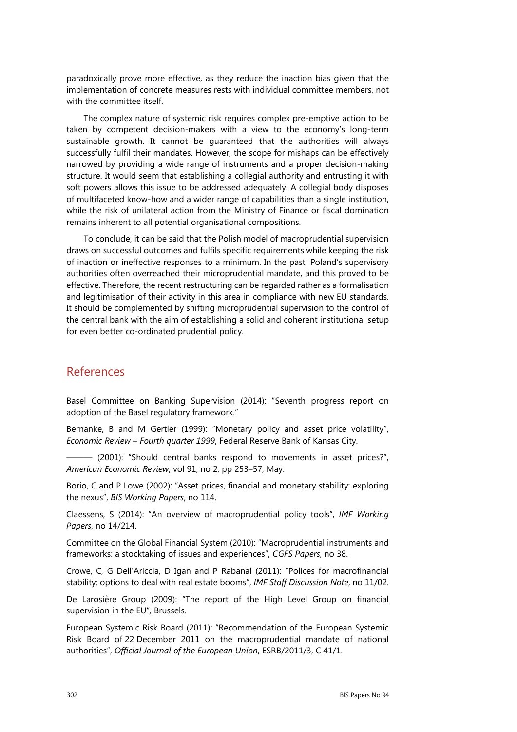paradoxically prove more effective, as they reduce the inaction bias given that the implementation of concrete measures rests with individual committee members, not with the committee itself.

The complex nature of systemic risk requires complex pre-emptive action to be taken by competent decision-makers with a view to the economy's long-term sustainable growth. It cannot be guaranteed that the authorities will always successfully fulfil their mandates. However, the scope for mishaps can be effectively narrowed by providing a wide range of instruments and a proper decision-making structure. It would seem that establishing a collegial authority and entrusting it with soft powers allows this issue to be addressed adequately. A collegial body disposes of multifaceted know-how and a wider range of capabilities than a single institution, while the risk of unilateral action from the Ministry of Finance or fiscal domination remains inherent to all potential organisational compositions.

To conclude, it can be said that the Polish model of macroprudential supervision draws on successful outcomes and fulfils specific requirements while keeping the risk of inaction or ineffective responses to a minimum. In the past, Poland's supervisory authorities often overreached their microprudential mandate, and this proved to be effective. Therefore, the recent restructuring can be regarded rather as a formalisation and legitimisation of their activity in this area in compliance with new EU standards. It should be complemented by shifting microprudential supervision to the control of the central bank with the aim of establishing a solid and coherent institutional setup for even better co-ordinated prudential policy.

## References

Basel Committee on Banking Supervision (2014): "Seventh progress report on adoption of the Basel regulatory framework."

Bernanke, B and M Gertler (1999): "Monetary policy and asset price volatility", *Economic Review – Fourth quarter 1999*, Federal Reserve Bank of Kansas City.

——— (2001): "Should central banks respond to movements in asset prices?", *American Economic Review*, vol 91, no 2, pp 253–57, May.

Borio, C and P Lowe (2002): "Asset prices, financial and monetary stability: exploring the nexus", *BIS Working Papers*, no 114.

Claessens, S (2014): "An overview of macroprudential policy tools", *IMF Working Papers*, no 14/214.

Committee on the Global Financial System (2010): "Macroprudential instruments and frameworks: a stocktaking of issues and experiences", *CGFS Papers*, no 38.

Crowe, C, G Dell'Ariccia, D Igan and P Rabanal (2011): "Polices for macrofinancial stability: options to deal with real estate booms", *IMF Staff Discussion Note*, no 11/02.

De Larosière Group (2009): "The report of the High Level Group on financial supervision in the EU", Brussels.

European Systemic Risk Board (2011): "Recommendation of the European Systemic Risk Board of 22 December 2011 on the macroprudential mandate of national authorities", *Official Journal of the European Union*, ESRB/2011/3, C 41/1.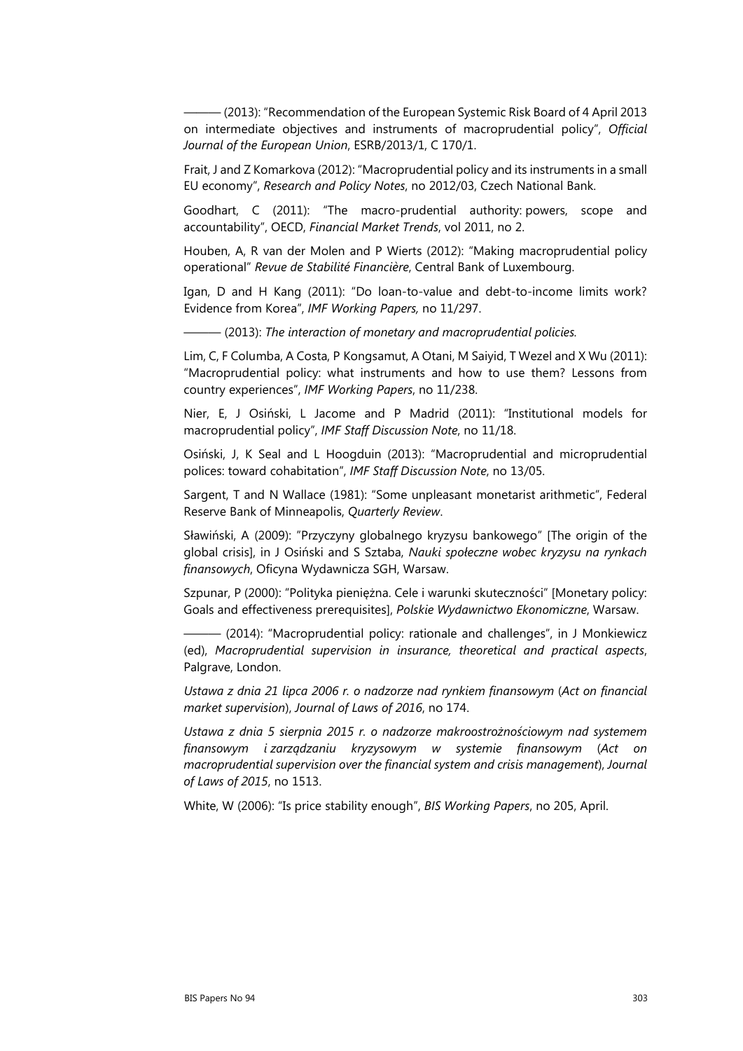——— (2013): "Recommendation of the European Systemic Risk Board of 4 April 2013 on intermediate objectives and instruments of macroprudential policy", *Official Journal of the European Union*, ESRB/2013/1, C 170/1.

Frait, J and Z Komarkova (2012): "Macroprudential policy and its instruments in a small EU economy", *Research and Policy Notes*, no 2012/03, Czech National Bank.

Goodhart, C (2011): "The macro-prudential authority: powers, scope and accountability", OECD, *Financial Market Trends*, vol 2011, no 2.

Houben, A, R van der Molen and P Wierts (2012): "Making macroprudential policy operational" *Revue de Stabilité Financière*, Central Bank of Luxembourg.

Igan, D and H Kang (2011): "Do loan-to-value and debt-to-income limits work? Evidence from Korea", *IMF Working Papers,* no 11/297.

——— (2013): *The interaction of monetary and macroprudential policies.*

Lim, C, F Columba, A Costa, P Kongsamut, A Otani, M Saiyid, T Wezel and X Wu (2011): "Macroprudential policy: what instruments and how to use them? Lessons from country experiences", *IMF Working Papers*, no 11/238.

Nier, E, J Osiński, L Jacome and P Madrid (2011): "Institutional models for macroprudential policy", *IMF Staff Discussion Note*, no 11/18.

Osiński, J, K Seal and L Hoogduin (2013): "Macroprudential and microprudential polices: toward cohabitation", *IMF Staff Discussion Note*, no 13/05.

Sargent, T and N Wallace (1981): "Some unpleasant monetarist arithmetic", Federal Reserve Bank of Minneapolis, *Quarterly Review*.

Sławiński, A (2009): "Przyczyny globalnego kryzysu bankowego" [The origin of the global crisis], in J Osiński and S Sztaba, *Nauki społeczne wobec kryzysu na rynkach finansowych*, Oficyna Wydawnicza SGH, Warsaw.

Szpunar, P (2000): "Polityka pieniężna. Cele i warunki skuteczności" [Monetary policy: Goals and effectiveness prerequisites], *Polskie Wydawnictwo Ekonomiczne*, Warsaw.

——— (2014): "Macroprudential policy: rationale and challenges", in J Monkiewicz (ed), *Macroprudential supervision in insurance, theoretical and practical aspects*, Palgrave, London.

*Ustawa z dnia 21 lipca 2006 r. o nadzorze nad rynkiem finansowym* (*Act on financial market supervision*), *Journal of Laws of 2016*, no 174.

*Ustawa z dnia 5 sierpnia 2015 r. o nadzorze makroostrożnościowym nad systemem finansowym i zarządzaniu kryzysowym w systemie finansowym* (*Act on macroprudential supervision over the financial system and crisis management*), *Journal of Laws of 2015*, no 1513.

White, W (2006): "Is price stability enough", *BIS Working Papers*, no 205, April.